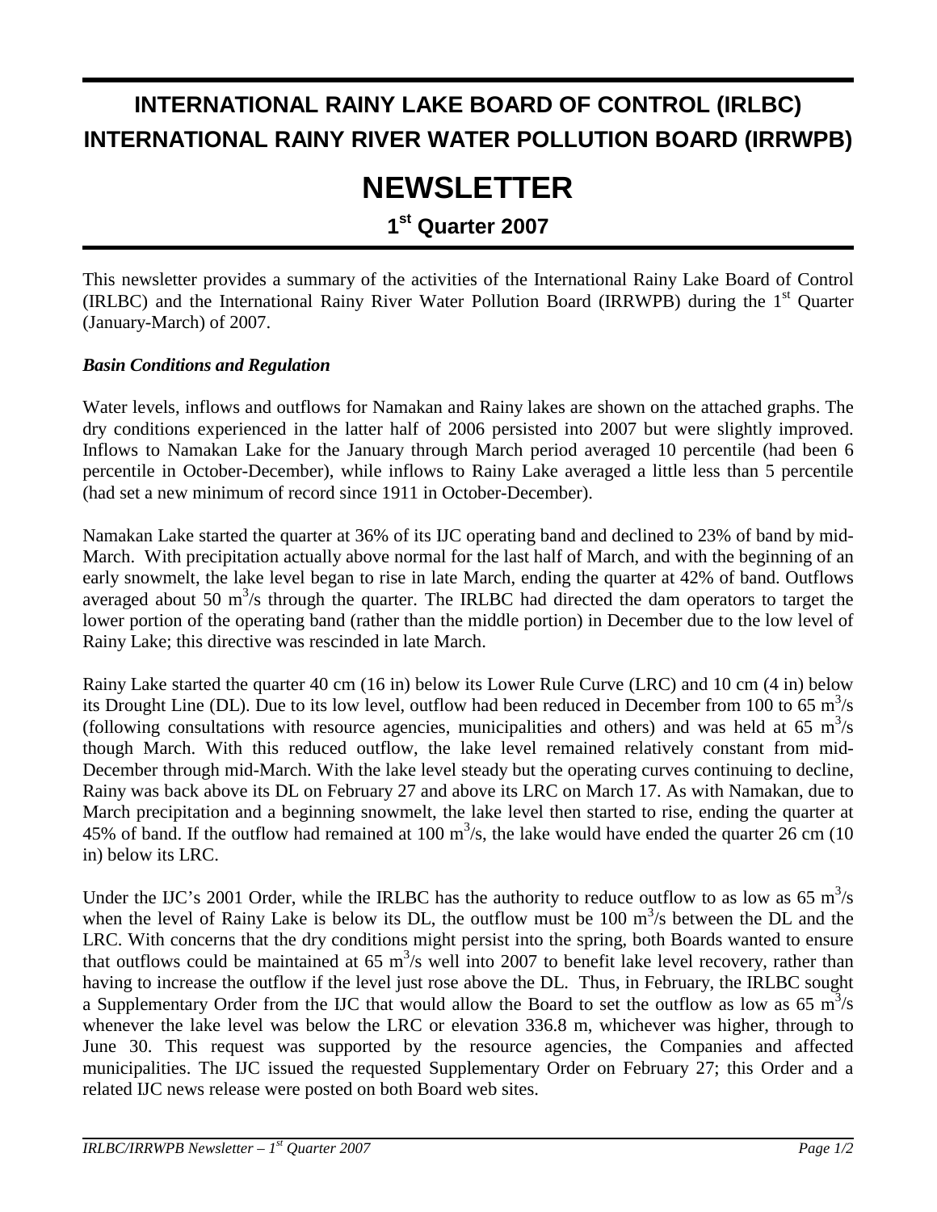# INTERNATIONAL RAINY LAKE BOARD OF CONTROL (IRLBC)
# INTERNATIONAL RAINY RIVER WATER POLLUTION BOARD (IRRWPB)

# NEWSLETTER

## 1st Quarter 2007

This newsletter provides a summary of the activities of the International Rainy Lake Board of Control (IRLBC) and the International Rainy River Water Pollution Board (IRRWPB) during the 1st Quarter (January-March) of 2007.

***Basin Conditions and Regulation***

Water levels, inflows and outflows for Namakan and Rainy lakes are shown on the attached graphs. The dry conditions experienced in the latter half of 2006 persisted into 2007 but were slightly improved. Inflows to Namakan Lake for the January through March period averaged 10 percentile (had been 6 percentile in October-December), while inflows to Rainy Lake averaged a little less than 5 percentile (had set a new minimum of record since 1911 in October-December).

Namakan Lake started the quarter at 36% of its IJC operating band and declined to 23% of band by mid-March. With precipitation actually above normal for the last half of March, and with the beginning of an early snowmelt, the lake level began to rise in late March, ending the quarter at 42% of band. Outflows averaged about 50 $m^3/s$ through the quarter. The IRLBC had directed the dam operators to target the lower portion of the operating band (rather than the middle portion) in December due to the low level of Rainy Lake; this directive was rescinded in late March.

Rainy Lake started the quarter 40 cm (16 in) below its Lower Rule Curve (LRC) and 10 cm (4 in) below its Drought Line (DL). Due to its low level, outflow had been reduced in December from 100 to 65 $m^3/s$ (following consultations with resource agencies, municipalities and others) and was held at 65 $m^3/s$ though March. With this reduced outflow, the lake level remained relatively constant from mid-December through mid-March. With the lake level steady but the operating curves continuing to decline, Rainy was back above its DL on February 27 and above its LRC on March 17. As with Namakan, due to March precipitation and a beginning snowmelt, the lake level then started to rise, ending the quarter at 45% of band. If the outflow had remained at 100 $m^3/s$, the lake would have ended the quarter 26 cm (10 in) below its LRC.

Under the IJC's 2001 Order, while the IRLBC has the authority to reduce outflow to as low as 65 $m^3/s$ when the level of Rainy Lake is below its DL, the outflow must be 100 $m^3/s$ between the DL and the LRC. With concerns that the dry conditions might persist into the spring, both Boards wanted to ensure that outflows could be maintained at 65 $m^3/s$ well into 2007 to benefit lake level recovery, rather than having to increase the outflow if the level just rose above the DL. Thus, in February, the IRLBC sought a Supplementary Order from the IJC that would allow the Board to set the outflow as low as 65 $m^3/s$ whenever the lake level was below the LRC or elevation 336.8 m, whichever was higher, through to June 30. This request was supported by the resource agencies, the Companies and affected municipalities. The IJC issued the requested Supplementary Order on February 27; this Order and a related IJC news release were posted on both Board web sites.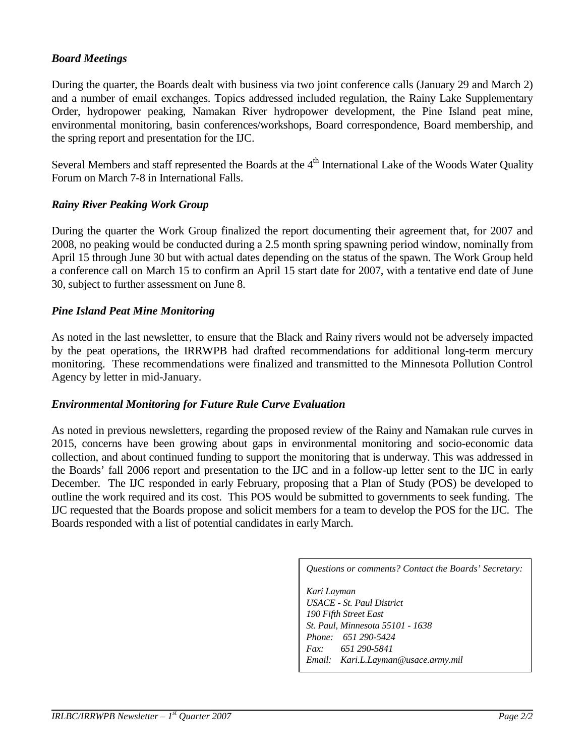### *Board Meetings*

During the quarter, the Boards dealt with business via two joint conference calls (January 29 and March 2) and a number of email exchanges. Topics addressed included regulation, the Rainy Lake Supplementary Order, hydropower peaking, Namakan River hydropower development, the Pine Island peat mine, environmental monitoring, basin conferences/workshops, Board correspondence, Board membership, and the spring report and presentation for the IJC.

Several Members and staff represented the Boards at the 4th International Lake of the Woods Water Quality Forum on March 7-8 in International Falls.

### *Rainy River Peaking Work Group*

During the quarter the Work Group finalized the report documenting their agreement that, for 2007 and 2008, no peaking would be conducted during a 2.5 month spring spawning period window, nominally from April 15 through June 30 but with actual dates depending on the status of the spawn. The Work Group held a conference call on March 15 to confirm an April 15 start date for 2007, with a tentative end date of June 30, subject to further assessment on June 8.

### *Pine Island Peat Mine Monitoring*

As noted in the last newsletter, to ensure that the Black and Rainy rivers would not be adversely impacted by the peat operations, the IRRWPB had drafted recommendations for additional long-term mercury monitoring. These recommendations were finalized and transmitted to the Minnesota Pollution Control Agency by letter in mid-January.

### *Environmental Monitoring for Future Rule Curve Evaluation*

As noted in previous newsletters, regarding the proposed review of the Rainy and Namakan rule curves in 2015, concerns have been growing about gaps in environmental monitoring and socio-economic data collection, and about continued funding to support the monitoring that is underway. This was addressed in the Boards' fall 2006 report and presentation to the IJC and in a follow-up letter sent to the IJC in early December. The IJC responded in early February, proposing that a Plan of Study (POS) be developed to outline the work required and its cost. This POS would be submitted to governments to seek funding. The IJC requested that the Boards propose and solicit members for a team to develop the POS for the IJC. The Boards responded with a list of potential candidates in early March.

*Questions or comments? Contact the Boards' Secretary:*

*Kari Layman*
*USACE - St. Paul District*
*190 Fifth Street East*
*St. Paul, Minnesota 55101 - 1638*
*Phone: 651 290-5424*
*Fax: 651 290-5841*
*Email: Kari.L.Layman@usace.army.mil*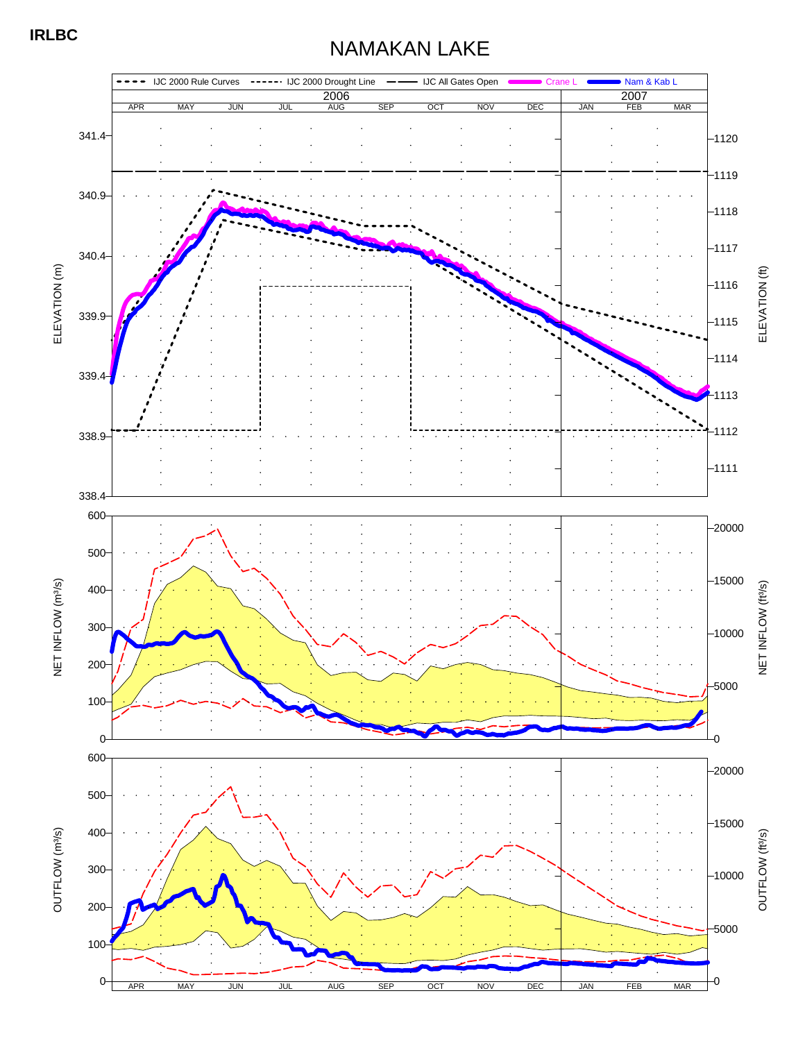IRLBC

# NAMAKAN LAKE

IJC 2000 Rule Curves · IJC 2000 Drought Line · IJC All Gates Open · Crane L · Nam & Kab L

2006 | 2007

APR MAY JUN JUL AUG SEP OCT NOV DEC JAN FEB MAR

ELEVATION (m): 338.4, 338.9, 339.4, 339.9, 340.4, 340.9, 341.4

ELEVATION (ft): 1111, 1112, 1113, 1114, 1115, 1116, 1117, 1118, 1119, 1120

NET INFLOW ($m^3/s$): 0, 100, 200, 300, 400, 500, 600

NET INFLOW ($ft^3/s$): 0, 5000, 10000, 15000, 20000

OUTFLOW ($m^3/s$): 0, 100, 200, 300, 400, 500, 600

OUTFLOW ($ft^3/s$): 0, 5000, 10000, 15000, 20000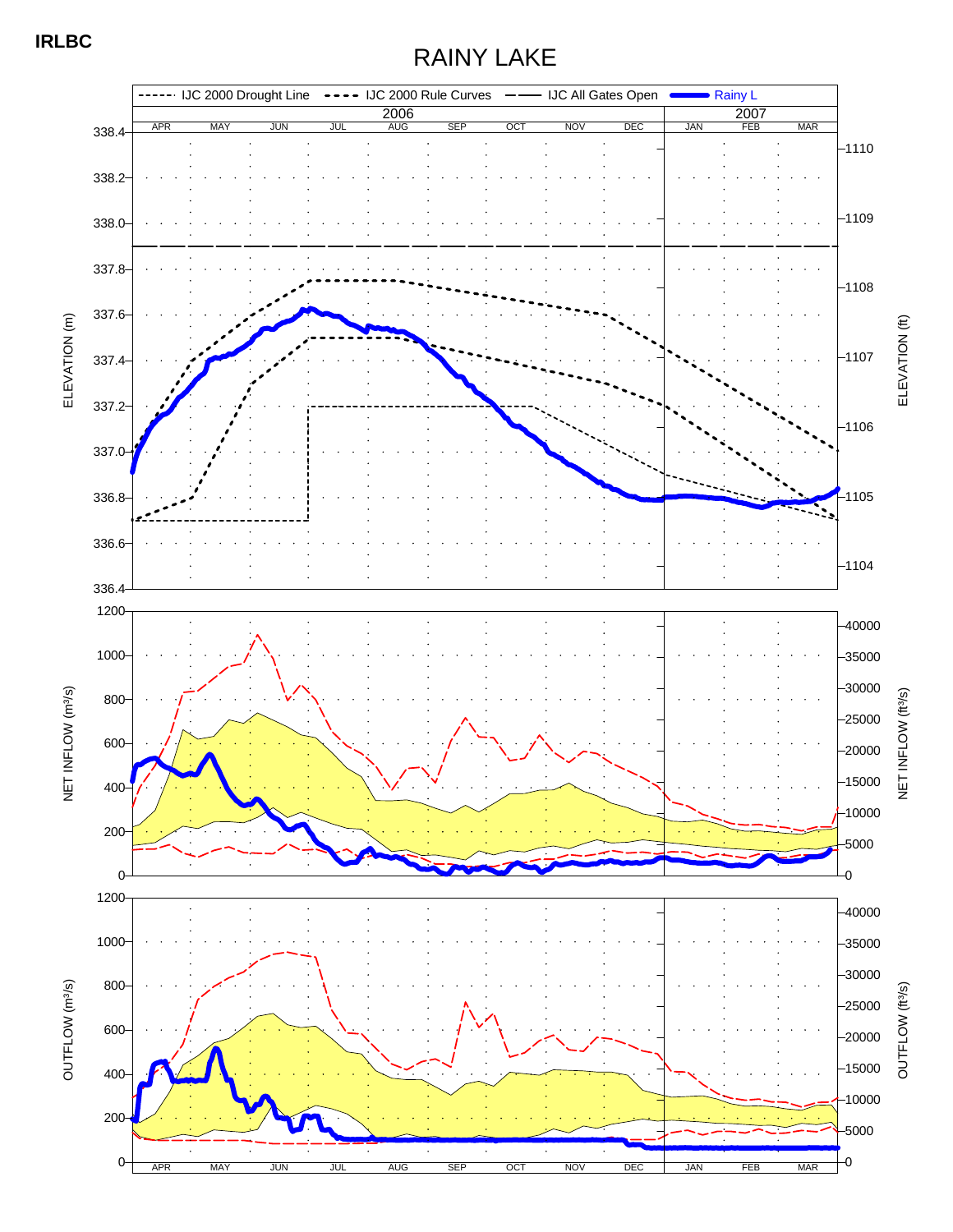**IRLBC**

# RAINY LAKE

IJC 2000 Drought Line
IJC 2000 Rule Curves
IJC All Gates Open
Rainy L

2006
2007

APR MAY JUN JUL AUG SEP OCT NOV DEC JAN FEB MAR

ELEVATION (m)

338.4
338.2
338.0
337.8
337.6
337.4
337.2
337.0
336.8
336.6
336.4

ELEVATION (ft)

1110
1109
1108
1107
1106
1105
1104

NET INFLOW (m³/s)

1200
1000
800
600
400
200
0

NET INFLOW (ft³/s)

40000
35000
30000
25000
20000
15000
10000
5000
0

OUTFLOW (m³/s)

1200
1000
800
600
400
200
0

OUTFLOW (ft³/s)

40000
35000
30000
25000
20000
15000
10000
5000
0

APR MAY JUN JUL AUG SEP OCT NOV DEC JAN FEB MAR